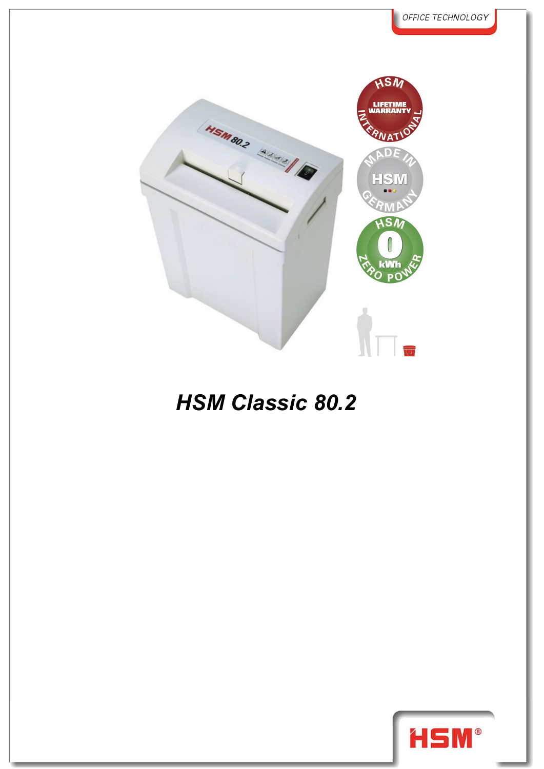# HSM Classic 80.2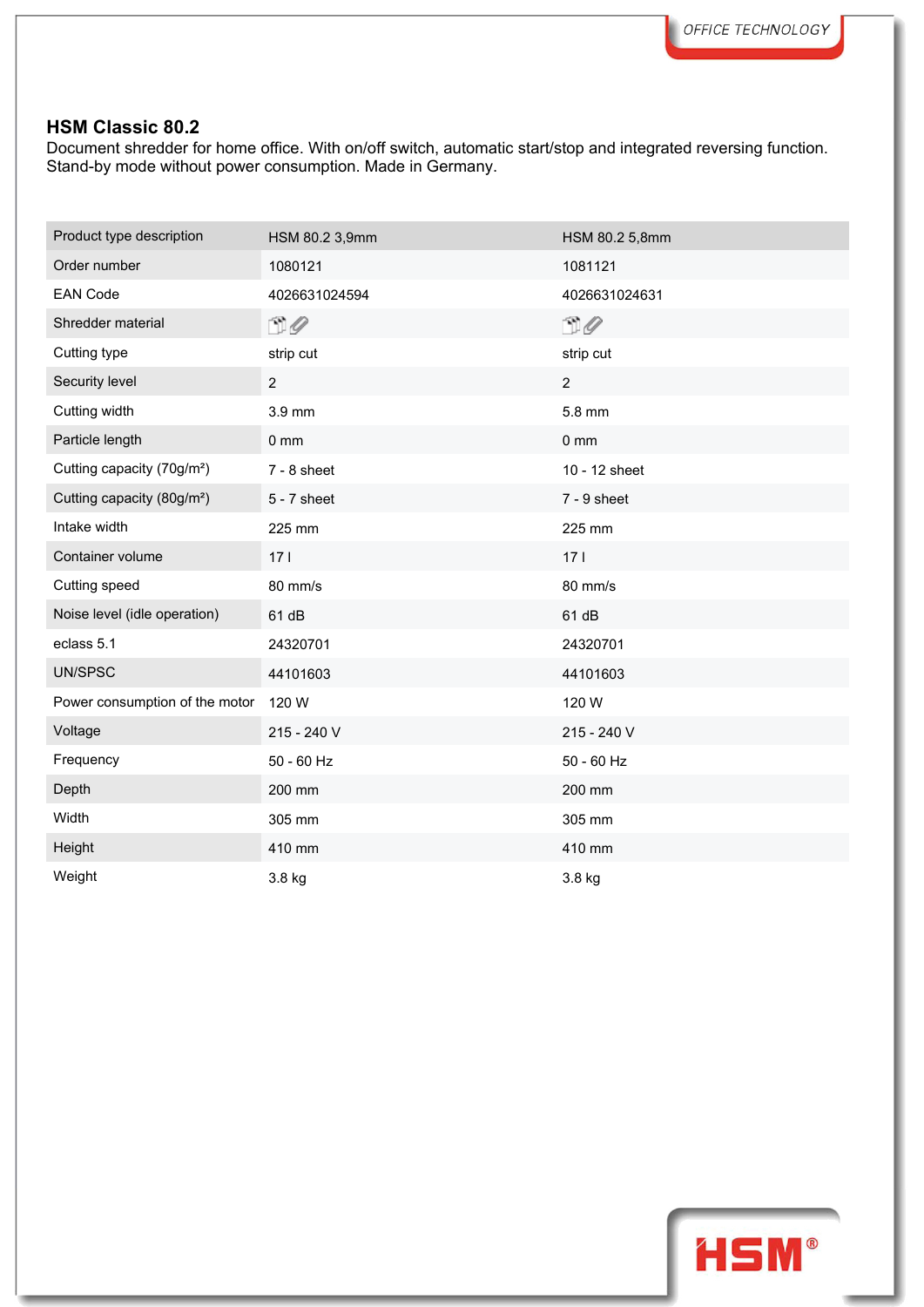## HSM Classic 80.2

Document shredder for home office. With on/off switch, automatic start/stop and integrated reversing function. Stand-by mode without power consumption. Made in Germany.

| Product type description | HSM 80.2 3,9mm | HSM 80.2 5,8mm |
|---|---|---|
| Order number | 1080121 | 1081121 |
| EAN Code | 4026631024594 | 4026631024631 |
| Shredder material | | |
| Cutting type | strip cut | strip cut |
| Security level | 2 | 2 |
| Cutting width | 3.9 mm | 5.8 mm |
| Particle length | 0 mm | 0 mm |
| Cutting capacity (70g/m²) | 7 - 8 sheet | 10 - 12 sheet |
| Cutting capacity (80g/m²) | 5 - 7 sheet | 7 - 9 sheet |
| Intake width | 225 mm | 225 mm |
| Container volume | 17 l | 17 l |
| Cutting speed | 80 mm/s | 80 mm/s |
| Noise level (idle operation) | 61 dB | 61 dB |
| eclass 5.1 | 24320701 | 24320701 |
| UN/SPSC | 44101603 | 44101603 |
| Power consumption of the motor | 120 W | 120 W |
| Voltage | 215 - 240 V | 215 - 240 V |
| Frequency | 50 - 60 Hz | 50 - 60 Hz |
| Depth | 200 mm | 200 mm |
| Width | 305 mm | 305 mm |
| Height | 410 mm | 410 mm |
| Weight | 3.8 kg | 3.8 kg |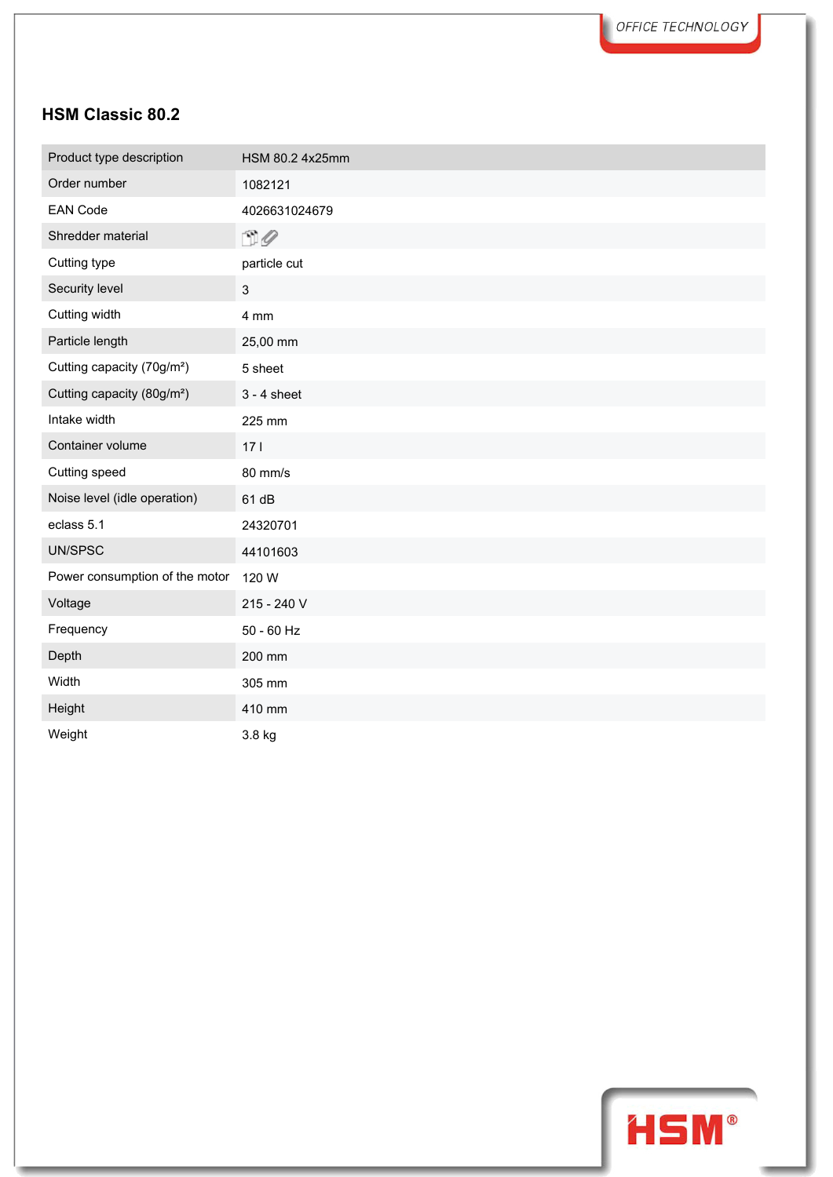## HSM Classic 80.2

| | |
|---|---|
| Product type description | HSM 80.2 4x25mm |
| Order number | 1082121 |
| EAN Code | 4026631024679 |
| Shredder material | |
| Cutting type | particle cut |
| Security level | 3 |
| Cutting width | 4 mm |
| Particle length | 25,00 mm |
| Cutting capacity (70g/m²) | 5 sheet |
| Cutting capacity (80g/m²) | 3 - 4 sheet |
| Intake width | 225 mm |
| Container volume | 17 l |
| Cutting speed | 80 mm/s |
| Noise level (idle operation) | 61 dB |
| eclass 5.1 | 24320701 |
| UN/SPSC | 44101603 |
| Power consumption of the motor | 120 W |
| Voltage | 215 - 240 V |
| Frequency | 50 - 60 Hz |
| Depth | 200 mm |
| Width | 305 mm |
| Height | 410 mm |
| Weight | 3.8 kg |